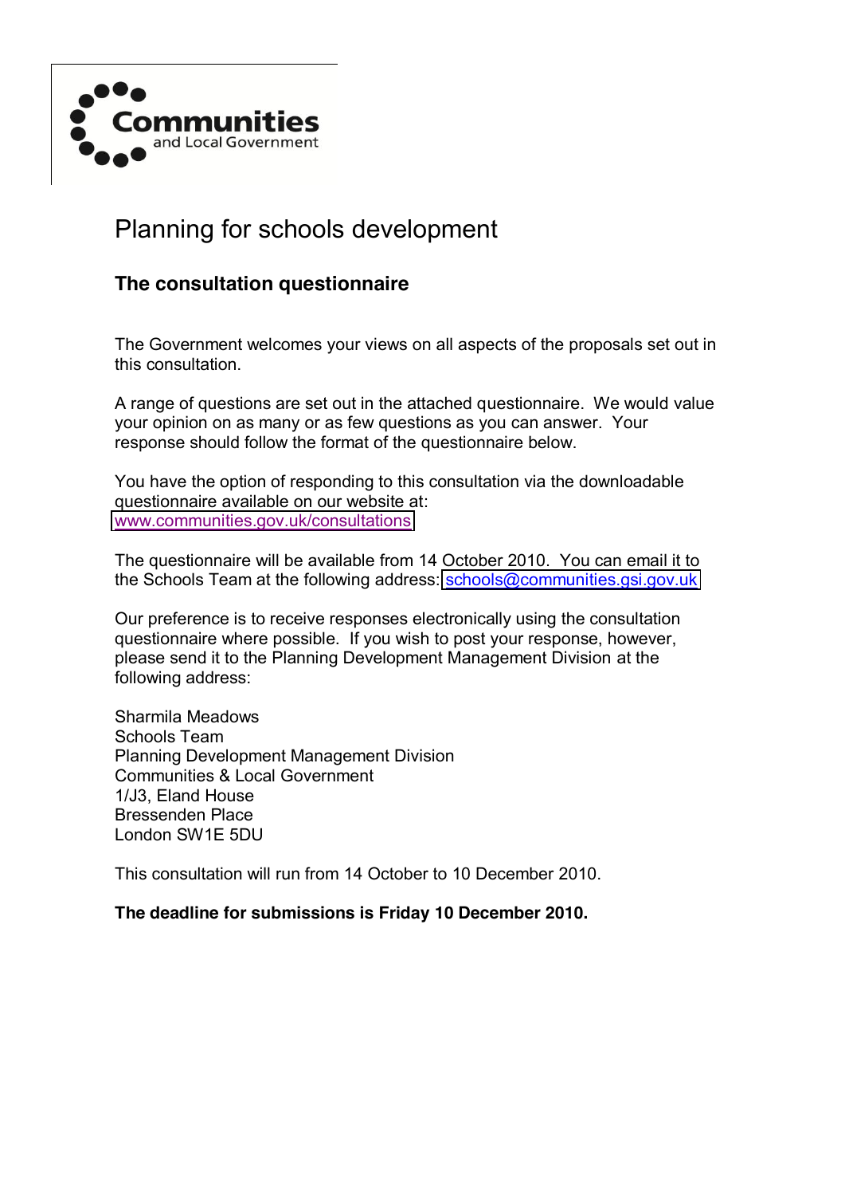Communities and Local Government

# Planning for schools development

## The consultation questionnaire

The Government welcomes your views on all aspects of the proposals set out in this consultation.

A range of questions are set out in the attached questionnaire. We would value your opinion on as many or as few questions as you can answer. Your response should follow the format of the questionnaire below.

You have the option of responding to this consultation via the downloadable questionnaire available on our website at: www.communities.gov.uk/consultations

The questionnaire will be available from 14 October 2010. You can email it to the Schools Team at the following address: schools@communities.gsi.gov.uk

Our preference is to receive responses electronically using the consultation questionnaire where possible. If you wish to post your response, however, please send it to the Planning Development Management Division at the following address:

Sharmila Meadows
Schools Team
Planning Development Management Division
Communities & Local Government
1/J3, Eland House
Bressenden Place
London SW1E 5DU

This consultation will run from 14 October to 10 December 2010.

**The deadline for submissions is Friday 10 December 2010.**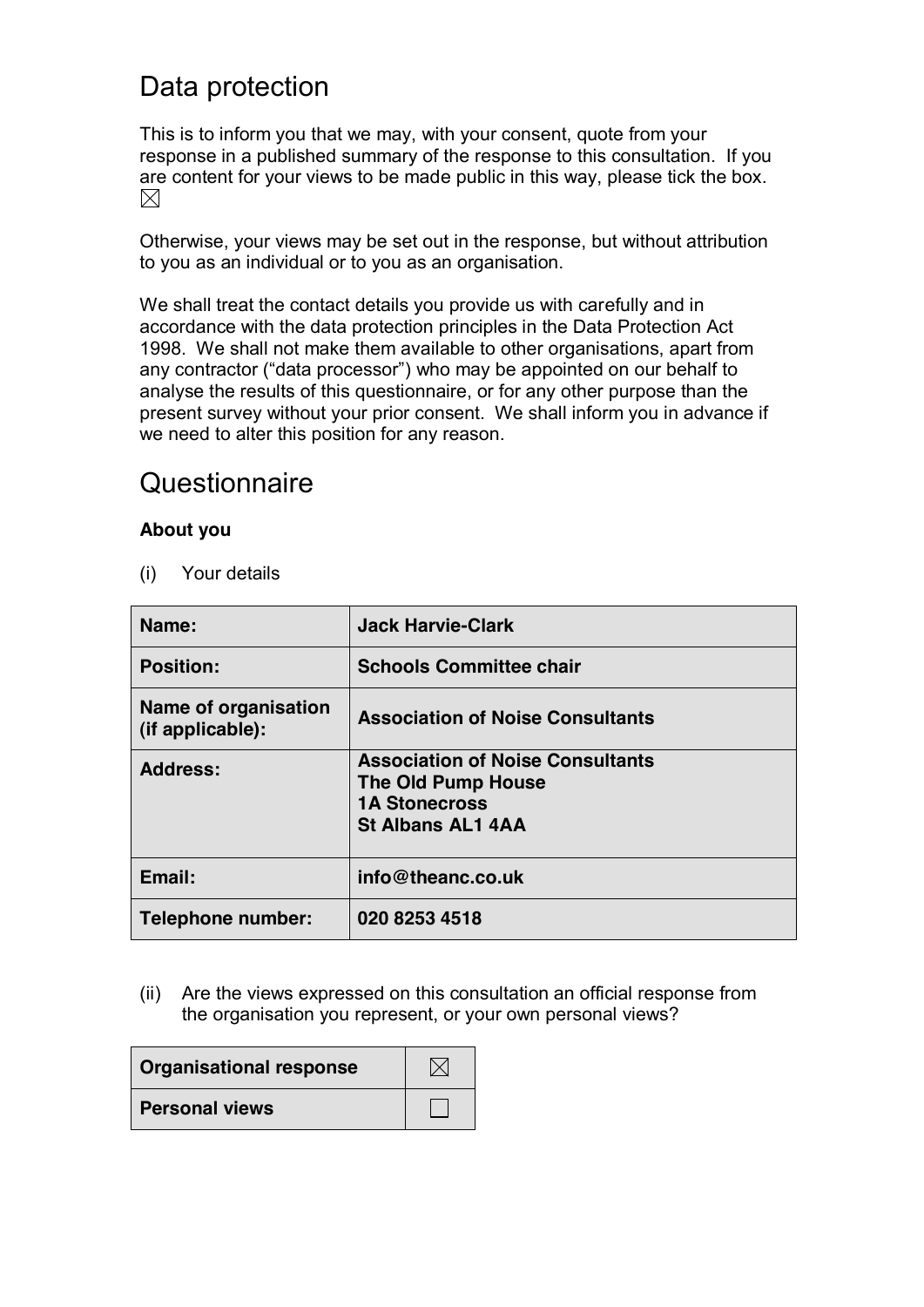# Data protection

This is to inform you that we may, with your consent, quote from your response in a published summary of the response to this consultation. If you are content for your views to be made public in this way, please tick the box. ☒

Otherwise, your views may be set out in the response, but without attribution to you as an individual or to you as an organisation.

We shall treat the contact details you provide us with carefully and in accordance with the data protection principles in the Data Protection Act 1998. We shall not make them available to other organisations, apart from any contractor ("data processor") who may be appointed on our behalf to analyse the results of this questionnaire, or for any other purpose than the present survey without your prior consent. We shall inform you in advance if we need to alter this position for any reason.

# Questionnaire

**About you**

(i) Your details

| | |
|---|---|
| **Name:** | **Jack Harvie-Clark** |
| **Position:** | **Schools Committee chair** |
| **Name of organisation (if applicable):** | **Association of Noise Consultants** |
| **Address:** | **Association of Noise Consultants**<br>**The Old Pump House**<br>**1A Stonecross**<br>**St Albans AL1 4AA** |
| **Email:** | **info@theanc.co.uk** |
| **Telephone number:** | **020 8253 4518** |

(ii) Are the views expressed on this consultation an official response from the organisation you represent, or your own personal views?

| | |
|---|---|
| **Organisational response** | ☒ |
| **Personal views** | ☐ |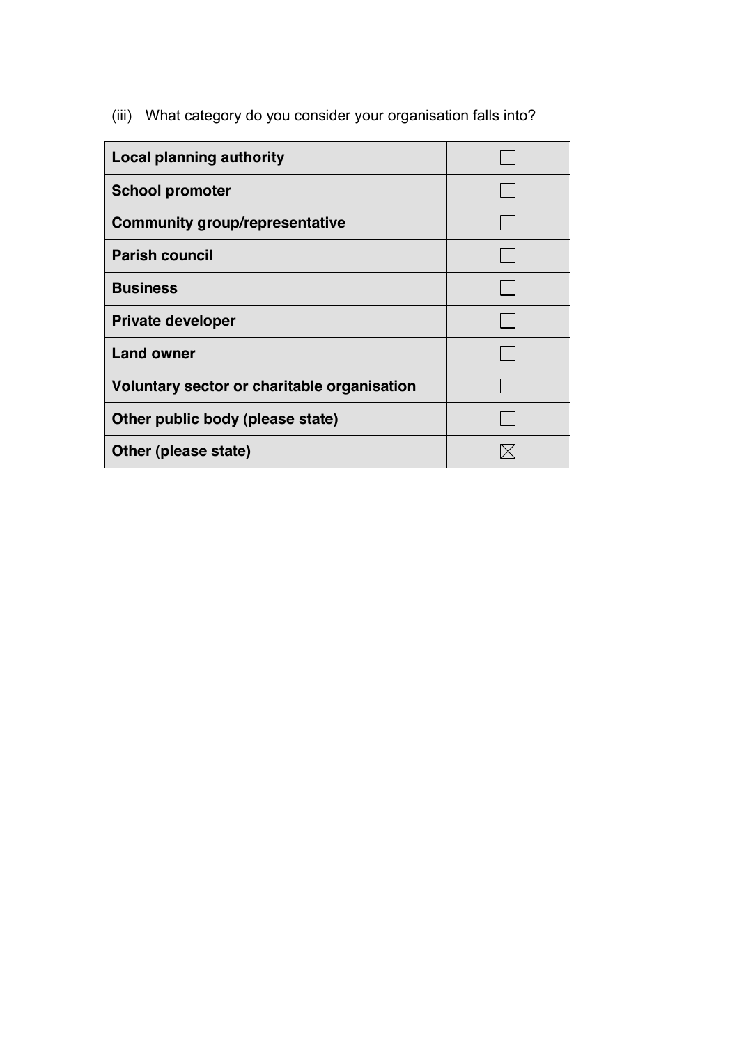(iii) What category do you consider your organisation falls into?

| | |
|---|---|
| **Local planning authority** | ☐ |
| **School promoter** | ☐ |
| **Community group/representative** | ☐ |
| **Parish council** | ☐ |
| **Business** | ☐ |
| **Private developer** | ☐ |
| **Land owner** | ☐ |
| **Voluntary sector or charitable organisation** | ☐ |
| **Other public body (please state)** | ☐ |
| **Other (please state)** | ☒ |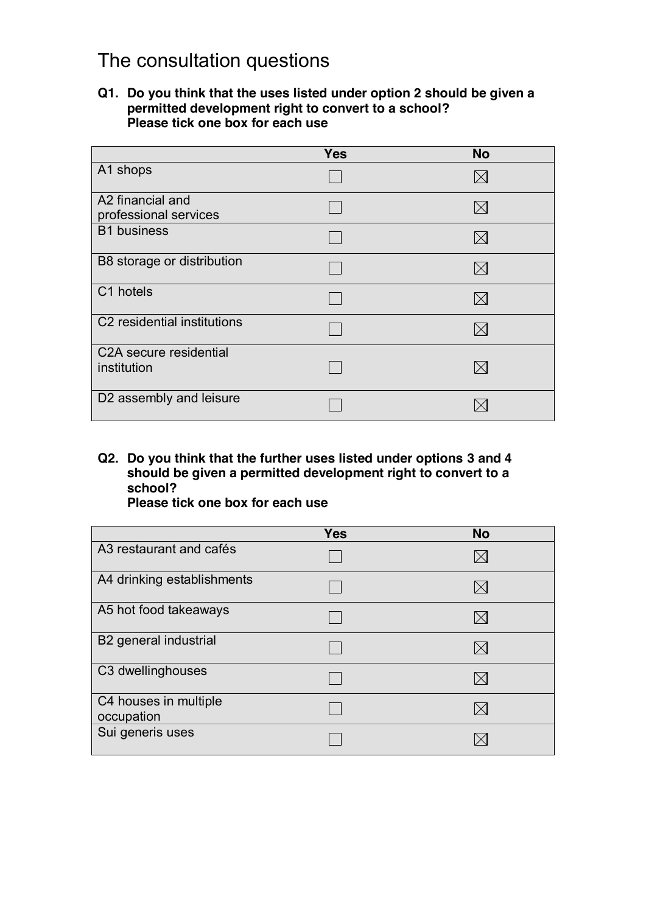# The consultation questions

**Q1. Do you think that the uses listed under option 2 should be given a permitted development right to convert to a school?**
**Please tick one box for each use**

| | Yes | No |
|---|---|---|
| A1 shops | ☐ | ☒ |
| A2 financial and professional services | ☐ | ☒ |
| B1 business | ☐ | ☒ |
| B8 storage or distribution | ☐ | ☒ |
| C1 hotels | ☐ | ☒ |
| C2 residential institutions | ☐ | ☒ |
| C2A secure residential institution | ☐ | ☒ |
| D2 assembly and leisure | ☐ | ☒ |

**Q2. Do you think that the further uses listed under options 3 and 4 should be given a permitted development right to convert to a school?**
**Please tick one box for each use**

| | Yes | No |
|---|---|---|
| A3 restaurant and cafés | ☐ | ☒ |
| A4 drinking establishments | ☐ | ☒ |
| A5 hot food takeaways | ☐ | ☒ |
| B2 general industrial | ☐ | ☒ |
| C3 dwellinghouses | ☐ | ☒ |
| C4 houses in multiple occupation | ☐ | ☒ |
| Sui generis uses | ☐ | ☒ |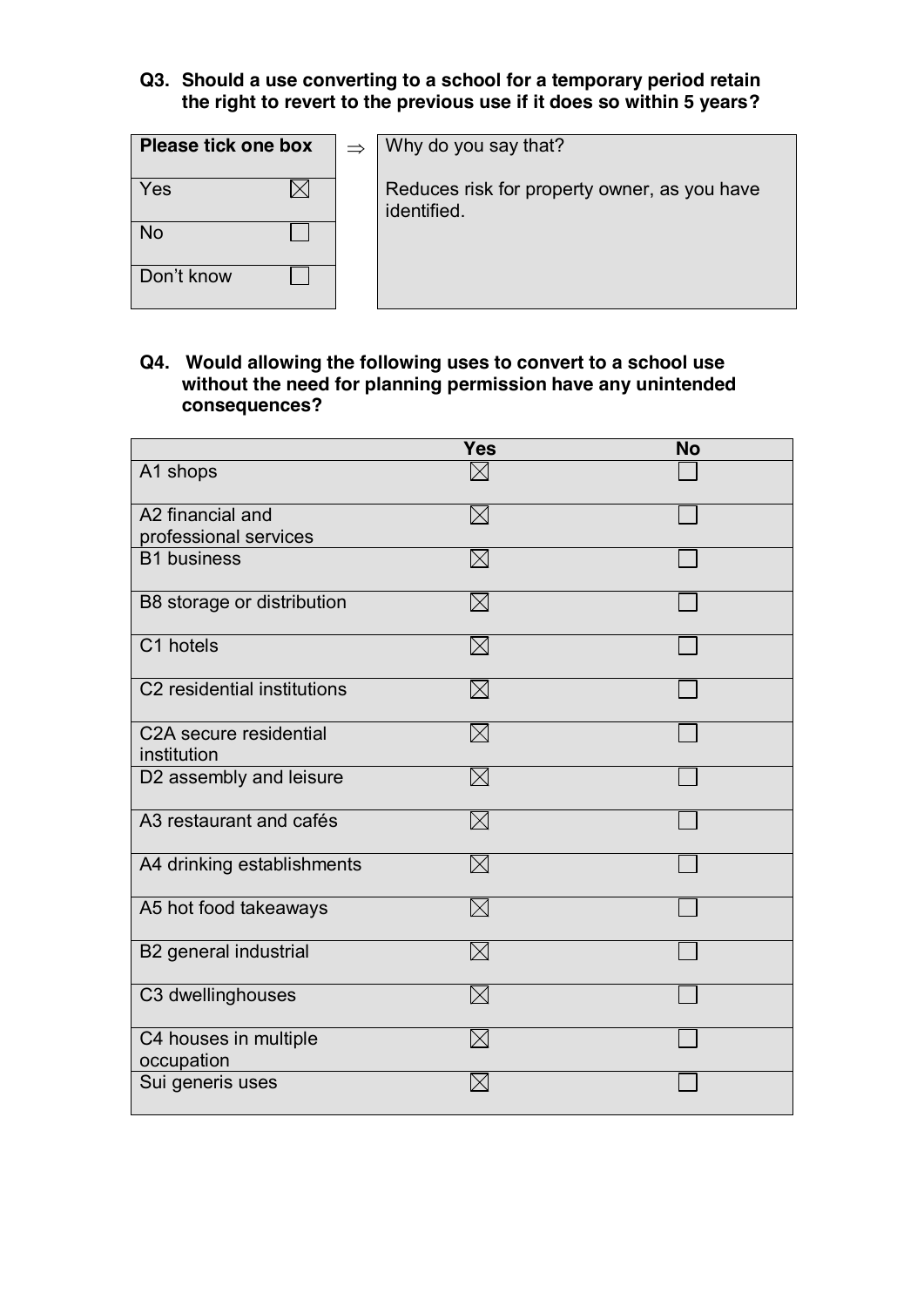**Q3. Should a use converting to a school for a temporary period retain the right to revert to the previous use if it does so within 5 years?**

| Please tick one box | | ⇒ | Why do you say that? |
|---|---|---|---|
| Yes | ☒ | | Reduces risk for property owner, as you have identified. |
| No | ☐ | | |
| Don't know | ☐ | | |

**Q4. Would allowing the following uses to convert to a school use without the need for planning permission have any unintended consequences?**

| | Yes | No |
|---|---|---|
| A1 shops | ☒ | ☐ |
| A2 financial and professional services | ☒ | ☐ |
| B1 business | ☒ | ☐ |
| B8 storage or distribution | ☒ | ☐ |
| C1 hotels | ☒ | ☐ |
| C2 residential institutions | ☒ | ☐ |
| C2A secure residential institution | ☒ | ☐ |
| D2 assembly and leisure | ☒ | ☐ |
| A3 restaurant and cafés | ☒ | ☐ |
| A4 drinking establishments | ☒ | ☐ |
| A5 hot food takeaways | ☒ | ☐ |
| B2 general industrial | ☒ | ☐ |
| C3 dwellinghouses | ☒ | ☐ |
| C4 houses in multiple occupation | ☒ | ☐ |
| Sui generis uses | ☒ | ☐ |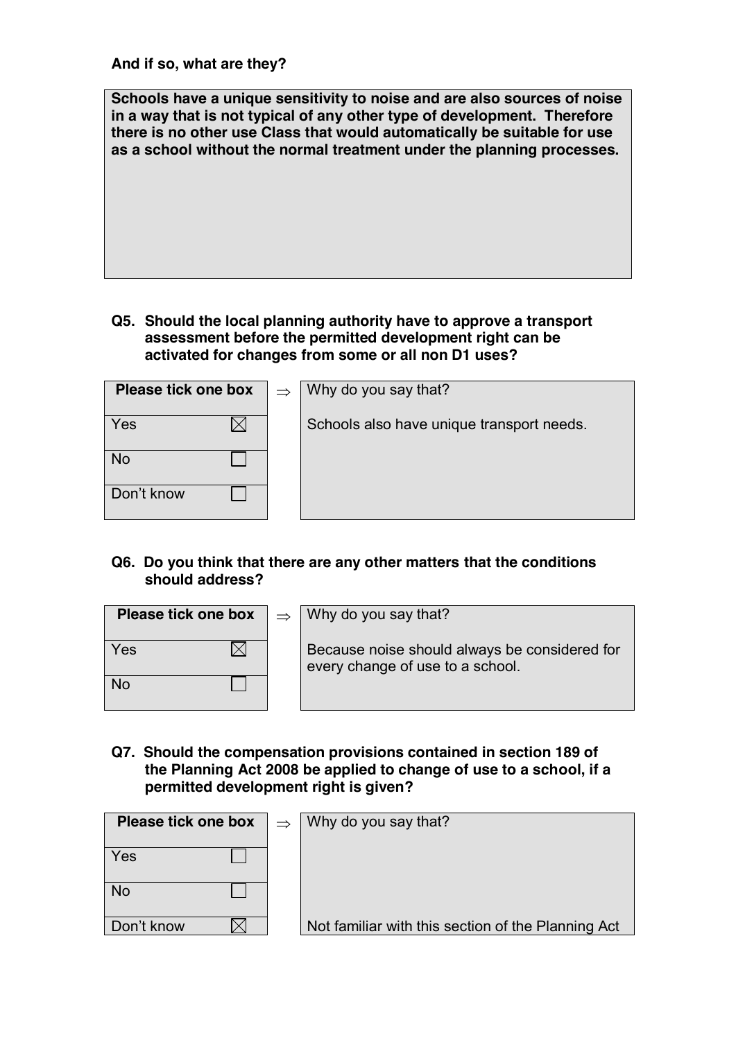**And if so, what are they?**

**Schools have a unique sensitivity to noise and are also sources of noise in a way that is not typical of any other type of development. Therefore there is no other use Class that would automatically be suitable for use as a school without the normal treatment under the planning processes.**

**Q5. Should the local planning authority have to approve a transport assessment before the permitted development right can be activated for changes from some or all non D1 uses?**

| Please tick one box | | ⇒ | Why do you say that? |
|---|---|---|---|
| Yes | ☒ | | Schools also have unique transport needs. |
| No | ☐ | | |
| Don't know | ☐ | | |

**Q6. Do you think that there are any other matters that the conditions should address?**

| Please tick one box | | ⇒ | Why do you say that? |
|---|---|---|---|
| Yes | ☒ | | Because noise should always be considered for every change of use to a school. |
| No | ☐ | | |

**Q7. Should the compensation provisions contained in section 189 of the Planning Act 2008 be applied to change of use to a school, if a permitted development right is given?**

| Please tick one box | | ⇒ | Why do you say that? |
|---|---|---|---|
| Yes | ☐ | | |
| No | ☐ | | |
| Don't know | ☒ | | Not familiar with this section of the Planning Act |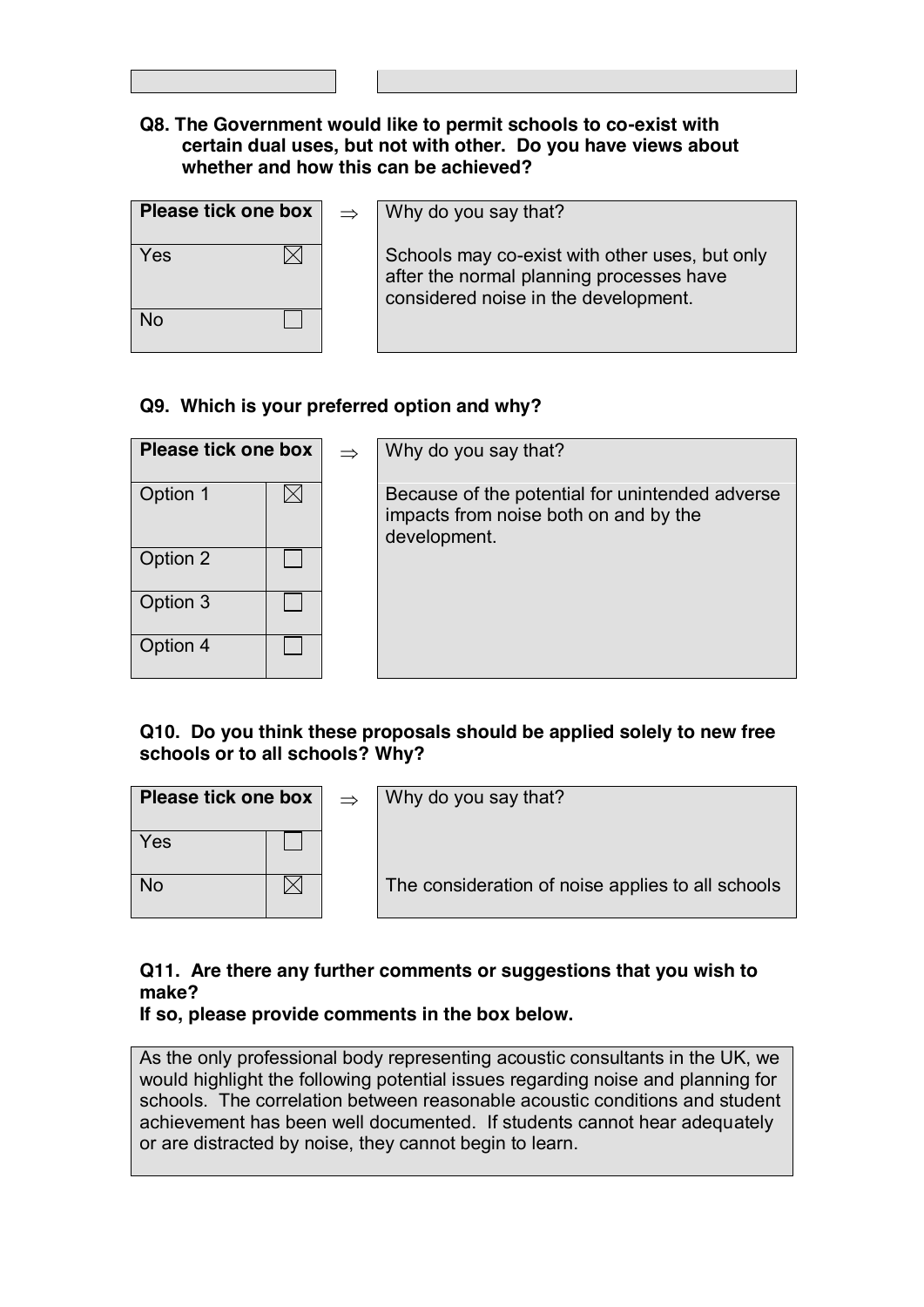**Q8. The Government would like to permit schools to co-exist with certain dual uses, but not with other. Do you have views about whether and how this can be achieved?**

| Please tick one box | |
|---|---|
| Yes | ☒ |
| No | ☐ |

Why do you say that?

Schools may co-exist with other uses, but only after the normal planning processes have considered noise in the development.

**Q9. Which is your preferred option and why?**

| Please tick one box | |
|---|---|
| Option 1 | ☒ |
| Option 2 | ☐ |
| Option 3 | ☐ |
| Option 4 | ☐ |

Why do you say that?

Because of the potential for unintended adverse impacts from noise both on and by the development.

**Q10. Do you think these proposals should be applied solely to new free schools or to all schools? Why?**

| Please tick one box | |
|---|---|
| Yes | ☐ |
| No | ☒ |

Why do you say that?

The consideration of noise applies to all schools

**Q11. Are there any further comments or suggestions that you wish to make?**
**If so, please provide comments in the box below.**

As the only professional body representing acoustic consultants in the UK, we would highlight the following potential issues regarding noise and planning for schools. The correlation between reasonable acoustic conditions and student achievement has been well documented. If students cannot hear adequately or are distracted by noise, they cannot begin to learn.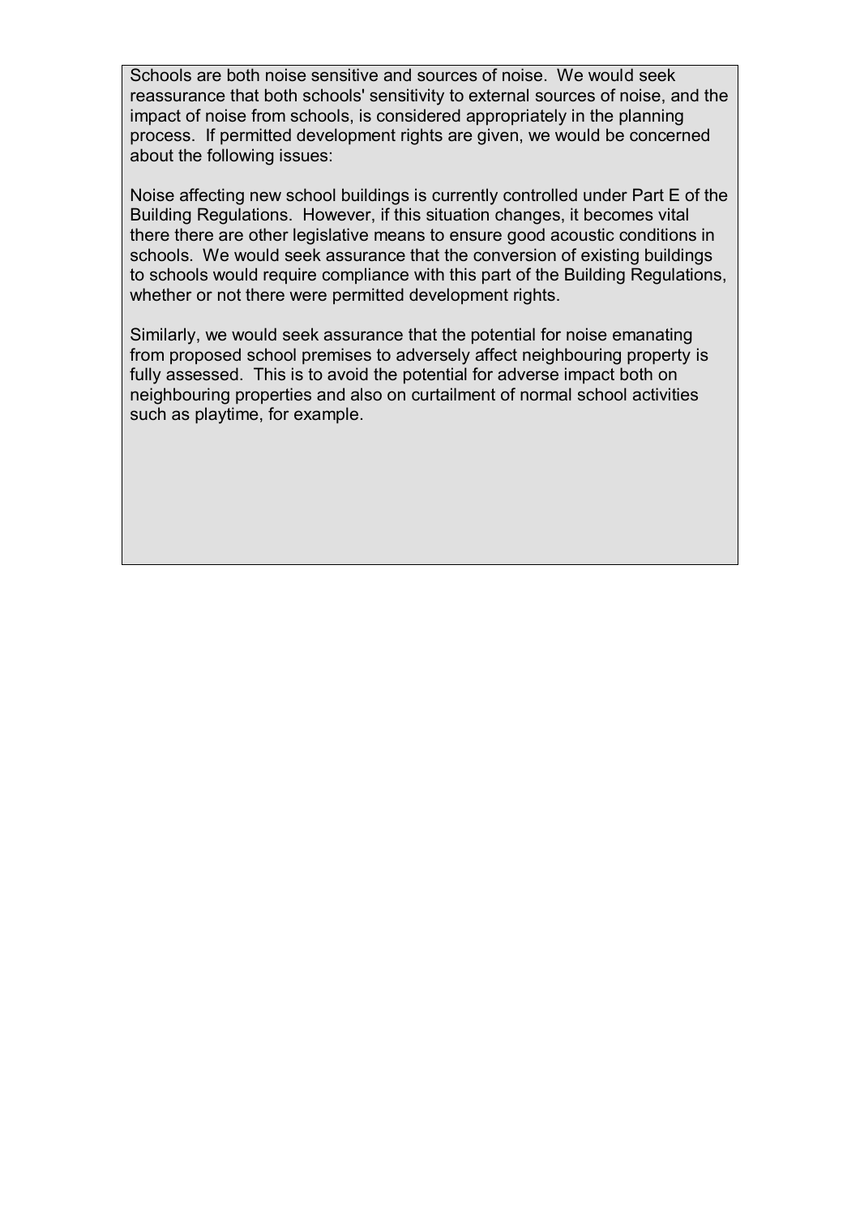Schools are both noise sensitive and sources of noise. We would seek reassurance that both schools' sensitivity to external sources of noise, and the impact of noise from schools, is considered appropriately in the planning process. If permitted development rights are given, we would be concerned about the following issues:

Noise affecting new school buildings is currently controlled under Part E of the Building Regulations. However, if this situation changes, it becomes vital there there are other legislative means to ensure good acoustic conditions in schools. We would seek assurance that the conversion of existing buildings to schools would require compliance with this part of the Building Regulations, whether or not there were permitted development rights.

Similarly, we would seek assurance that the potential for noise emanating from proposed school premises to adversely affect neighbouring property is fully assessed. This is to avoid the potential for adverse impact both on neighbouring properties and also on curtailment of normal school activities such as playtime, for example.